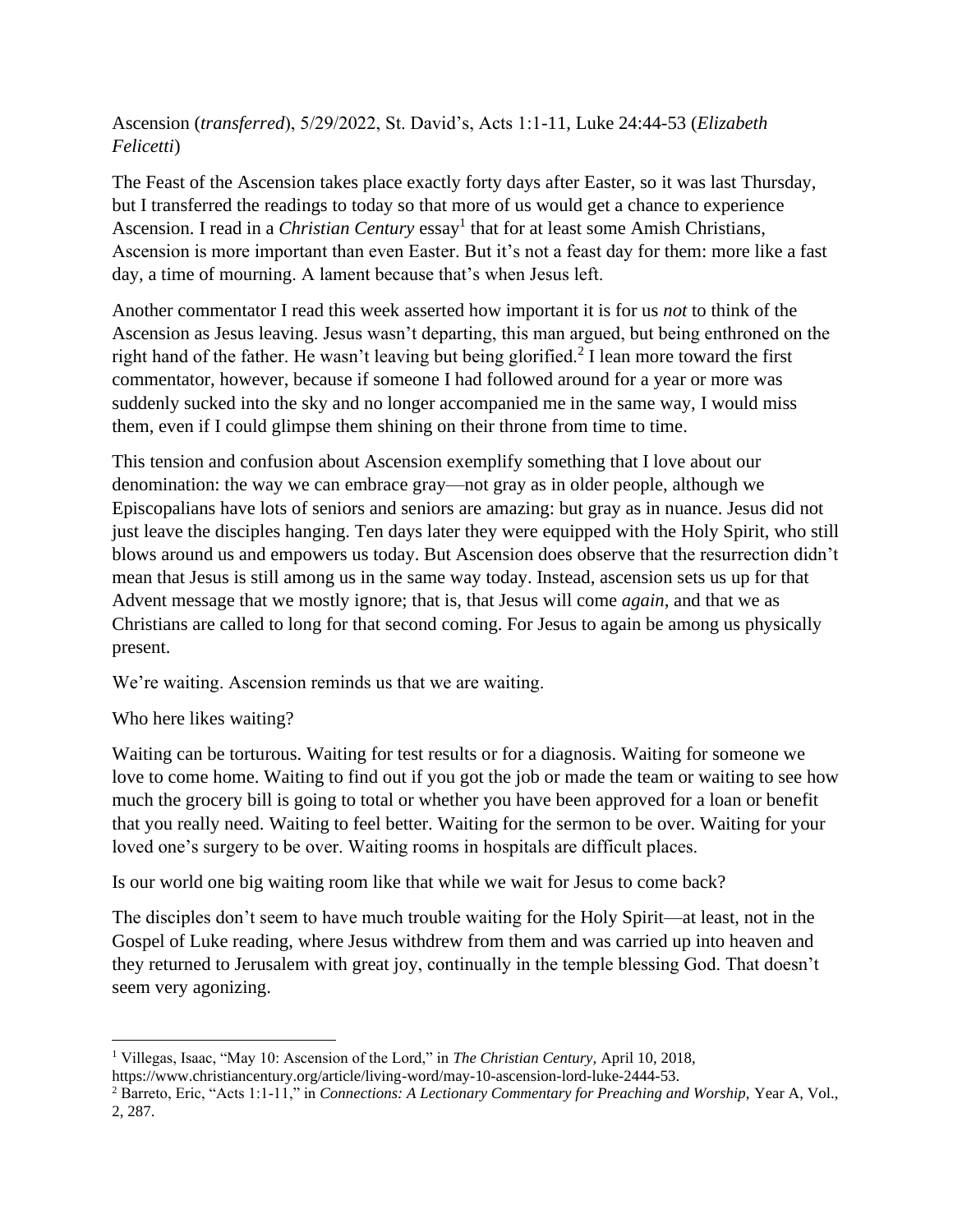Ascension (*transferred*), 5/29/2022, St. David's, Acts 1:1-11, Luke 24:44-53 (*Elizabeth Felicetti*)

The Feast of the Ascension takes place exactly forty days after Easter, so it was last Thursday, but I transferred the readings to today so that more of us would get a chance to experience Ascension. I read in a *Christian Century* essay[1] that for at least some Amish Christians, Ascension is more important than even Easter. But it's not a feast day for them: more like a fast day, a time of mourning. A lament because that's when Jesus left.

Another commentator I read this week asserted how important it is for us *not* to think of the Ascension as Jesus leaving. Jesus wasn't departing, this man argued, but being enthroned on the right hand of the father. He wasn't leaving but being glorified.[2] I lean more toward the first commentator, however, because if someone I had followed around for a year or more was suddenly sucked into the sky and no longer accompanied me in the same way, I would miss them, even if I could glimpse them shining on their throne from time to time.

This tension and confusion about Ascension exemplify something that I love about our denomination: the way we can embrace gray—not gray as in older people, although we Episcopalians have lots of seniors and seniors are amazing: but gray as in nuance. Jesus did not just leave the disciples hanging. Ten days later they were equipped with the Holy Spirit, who still blows around us and empowers us today. But Ascension does observe that the resurrection didn't mean that Jesus is still among us in the same way today. Instead, ascension sets us up for that Advent message that we mostly ignore; that is, that Jesus will come *again*, and that we as Christians are called to long for that second coming. For Jesus to again be among us physically present.

We're waiting. Ascension reminds us that we are waiting.

Who here likes waiting?

Waiting can be torturous. Waiting for test results or for a diagnosis. Waiting for someone we love to come home. Waiting to find out if you got the job or made the team or waiting to see how much the grocery bill is going to total or whether you have been approved for a loan or benefit that you really need. Waiting to feel better. Waiting for the sermon to be over. Waiting for your loved one's surgery to be over. Waiting rooms in hospitals are difficult places.

Is our world one big waiting room like that while we wait for Jesus to come back?

The disciples don't seem to have much trouble waiting for the Holy Spirit—at least, not in the Gospel of Luke reading, where Jesus withdrew from them and was carried up into heaven and they returned to Jerusalem with great joy, continually in the temple blessing God. That doesn't seem very agonizing.

---

[1] Villegas, Isaac, "May 10: Ascension of the Lord," in *The Christian Century,* April 10, 2018, https://www.christiancentury.org/article/living-word/may-10-ascension-lord-luke-2444-53.

[2] Barreto, Eric, "Acts 1:1-11," in *Connections: A Lectionary Commentary for Preaching and Worship,* Year A, Vol., 2, 287.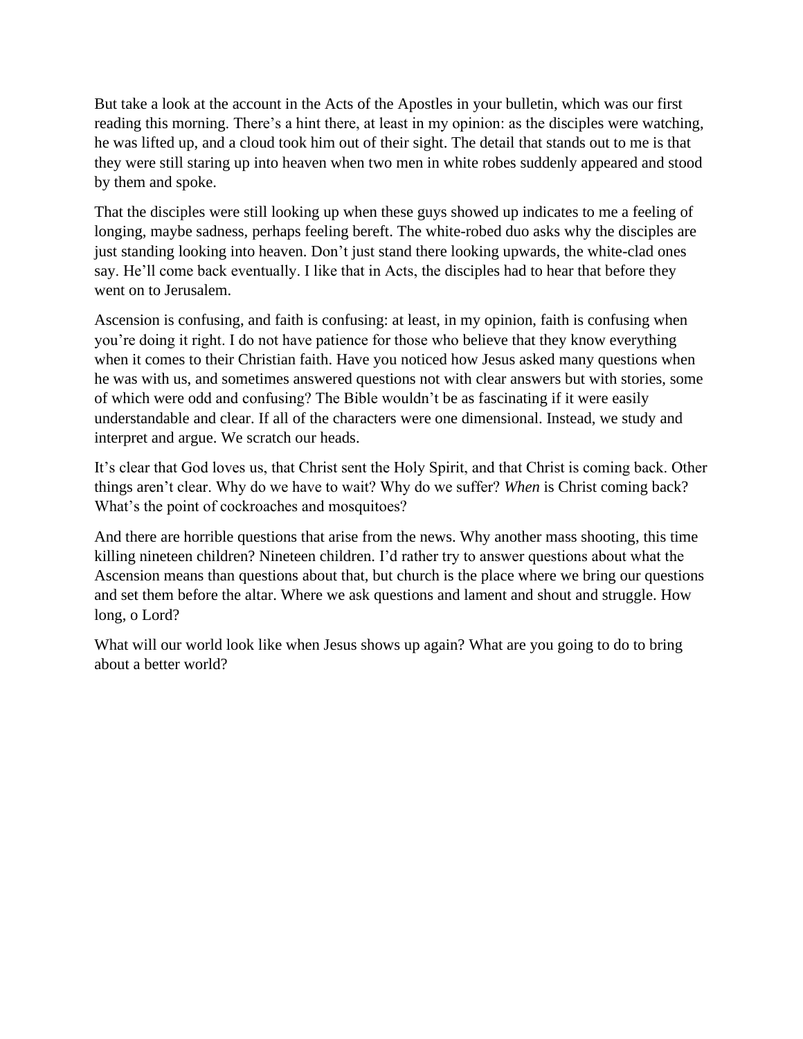But take a look at the account in the Acts of the Apostles in your bulletin, which was our first reading this morning. There's a hint there, at least in my opinion: as the disciples were watching, he was lifted up, and a cloud took him out of their sight. The detail that stands out to me is that they were still staring up into heaven when two men in white robes suddenly appeared and stood by them and spoke.

That the disciples were still looking up when these guys showed up indicates to me a feeling of longing, maybe sadness, perhaps feeling bereft. The white-robed duo asks why the disciples are just standing looking into heaven. Don't just stand there looking upwards, the white-clad ones say. He'll come back eventually. I like that in Acts, the disciples had to hear that before they went on to Jerusalem.

Ascension is confusing, and faith is confusing: at least, in my opinion, faith is confusing when you're doing it right. I do not have patience for those who believe that they know everything when it comes to their Christian faith. Have you noticed how Jesus asked many questions when he was with us, and sometimes answered questions not with clear answers but with stories, some of which were odd and confusing? The Bible wouldn't be as fascinating if it were easily understandable and clear. If all of the characters were one dimensional. Instead, we study and interpret and argue. We scratch our heads.

It's clear that God loves us, that Christ sent the Holy Spirit, and that Christ is coming back. Other things aren't clear. Why do we have to wait? Why do we suffer? *When* is Christ coming back? What's the point of cockroaches and mosquitoes?

And there are horrible questions that arise from the news. Why another mass shooting, this time killing nineteen children? Nineteen children. I'd rather try to answer questions about what the Ascension means than questions about that, but church is the place where we bring our questions and set them before the altar. Where we ask questions and lament and shout and struggle. How long, o Lord?

What will our world look like when Jesus shows up again? What are you going to do to bring about a better world?